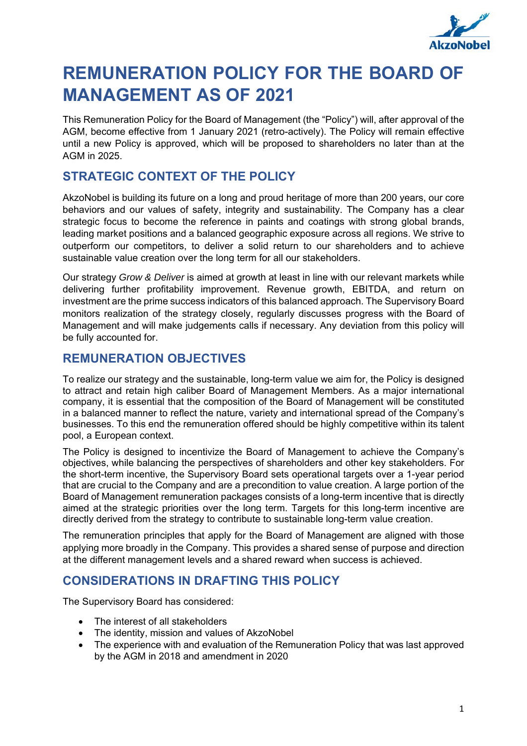# REMUNERATION POLICY FOR THE BOARD OF MANAGEMENT AS OF 2021

This Remuneration Policy for the Board of Management (the "Policy") will, after approval of the AGM, become effective from 1 January 2021 (retro-actively). The Policy will remain effective until a new Policy is approved, which will be proposed to shareholders no later than at the AGM in 2025.

## STRATEGIC CONTEXT OF THE POLICY

AkzoNobel is building its future on a long and proud heritage of more than 200 years, our core behaviors and our values of safety, integrity and sustainability. The Company has a clear strategic focus to become the reference in paints and coatings with strong global brands, leading market positions and a balanced geographic exposure across all regions. We strive to outperform our competitors, to deliver a solid return to our shareholders and to achieve sustainable value creation over the long term for all our stakeholders.

Our strategy *Grow & Deliver* is aimed at growth at least in line with our relevant markets while delivering further profitability improvement. Revenue growth, EBITDA, and return on investment are the prime success indicators of this balanced approach. The Supervisory Board monitors realization of the strategy closely, regularly discusses progress with the Board of Management and will make judgements calls if necessary. Any deviation from this policy will be fully accounted for.

## REMUNERATION OBJECTIVES

To realize our strategy and the sustainable, long-term value we aim for, the Policy is designed to attract and retain high caliber Board of Management Members. As a major international company, it is essential that the composition of the Board of Management will be constituted in a balanced manner to reflect the nature, variety and international spread of the Company's businesses. To this end the remuneration offered should be highly competitive within its talent pool, a European context.

The Policy is designed to incentivize the Board of Management to achieve the Company's objectives, while balancing the perspectives of shareholders and other key stakeholders. For the short-term incentive, the Supervisory Board sets operational targets over a 1-year period that are crucial to the Company and are a precondition to value creation. A large portion of the Board of Management remuneration packages consists of a long-term incentive that is directly aimed at the strategic priorities over the long term. Targets for this long-term incentive are directly derived from the strategy to contribute to sustainable long-term value creation.

The remuneration principles that apply for the Board of Management are aligned with those applying more broadly in the Company. This provides a shared sense of purpose and direction at the different management levels and a shared reward when success is achieved.

## CONSIDERATIONS IN DRAFTING THIS POLICY

The Supervisory Board has considered:

- The interest of all stakeholders
- The identity, mission and values of AkzoNobel
- The experience with and evaluation of the Remuneration Policy that was last approved by the AGM in 2018 and amendment in 2020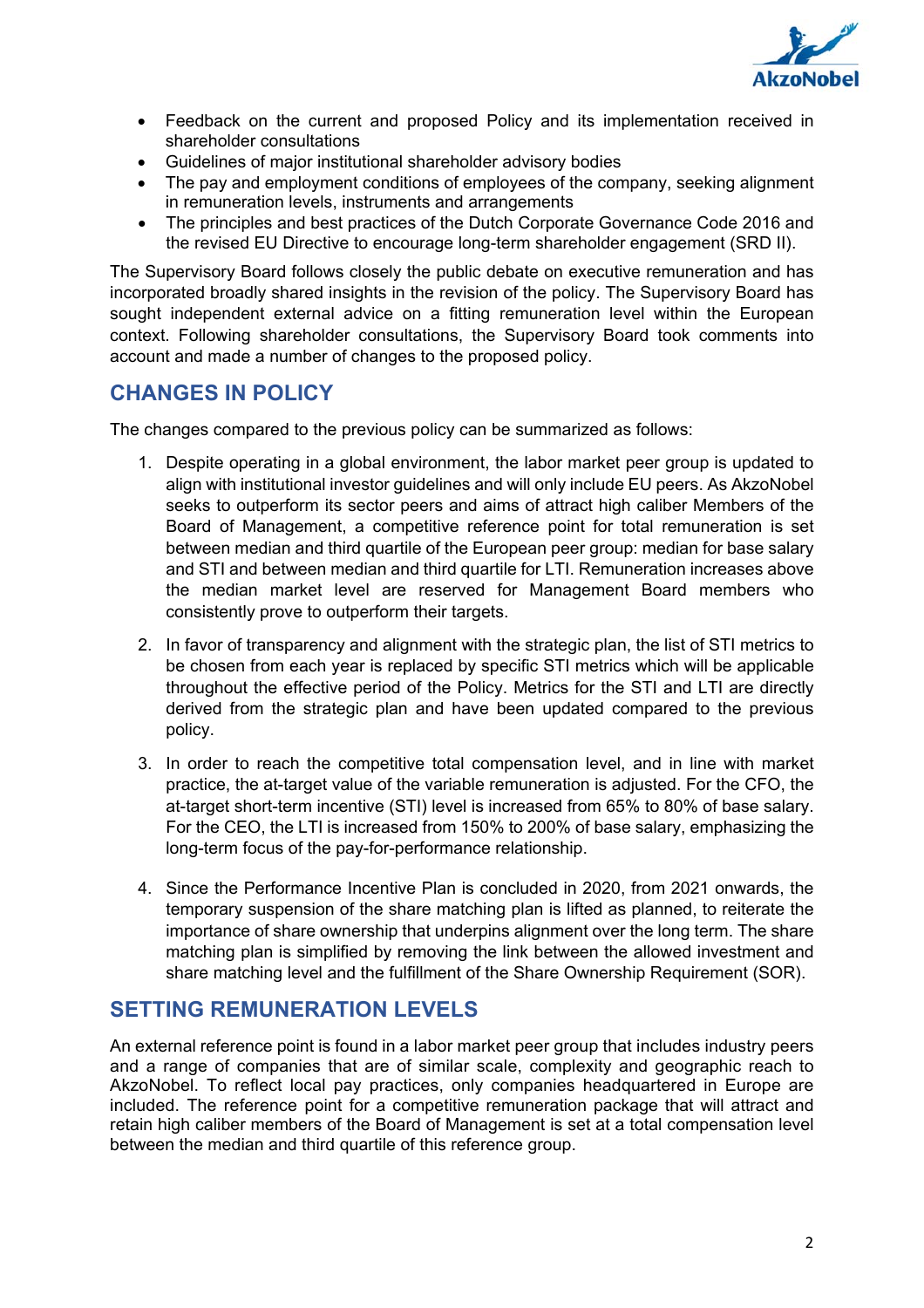- Feedback on the current and proposed Policy and its implementation received in shareholder consultations
- Guidelines of major institutional shareholder advisory bodies
- The pay and employment conditions of employees of the company, seeking alignment in remuneration levels, instruments and arrangements
- The principles and best practices of the Dutch Corporate Governance Code 2016 and the revised EU Directive to encourage long-term shareholder engagement (SRD II).

The Supervisory Board follows closely the public debate on executive remuneration and has incorporated broadly shared insights in the revision of the policy. The Supervisory Board has sought independent external advice on a fitting remuneration level within the European context. Following shareholder consultations, the Supervisory Board took comments into account and made a number of changes to the proposed policy.

## CHANGES IN POLICY

The changes compared to the previous policy can be summarized as follows:

1. Despite operating in a global environment, the labor market peer group is updated to align with institutional investor guidelines and will only include EU peers. As AkzoNobel seeks to outperform its sector peers and aims of attract high caliber Members of the Board of Management, a competitive reference point for total remuneration is set between median and third quartile of the European peer group: median for base salary and STI and between median and third quartile for LTI. Remuneration increases above the median market level are reserved for Management Board members who consistently prove to outperform their targets.

2. In favor of transparency and alignment with the strategic plan, the list of STI metrics to be chosen from each year is replaced by specific STI metrics which will be applicable throughout the effective period of the Policy. Metrics for the STI and LTI are directly derived from the strategic plan and have been updated compared to the previous policy.

3. In order to reach the competitive total compensation level, and in line with market practice, the at-target value of the variable remuneration is adjusted. For the CFO, the at-target short-term incentive (STI) level is increased from 65% to 80% of base salary. For the CEO, the LTI is increased from 150% to 200% of base salary, emphasizing the long-term focus of the pay-for-performance relationship.

4. Since the Performance Incentive Plan is concluded in 2020, from 2021 onwards, the temporary suspension of the share matching plan is lifted as planned, to reiterate the importance of share ownership that underpins alignment over the long term. The share matching plan is simplified by removing the link between the allowed investment and share matching level and the fulfillment of the Share Ownership Requirement (SOR).

## SETTING REMUNERATION LEVELS

An external reference point is found in a labor market peer group that includes industry peers and a range of companies that are of similar scale, complexity and geographic reach to AkzoNobel. To reflect local pay practices, only companies headquartered in Europe are included. The reference point for a competitive remuneration package that will attract and retain high caliber members of the Board of Management is set at a total compensation level between the median and third quartile of this reference group.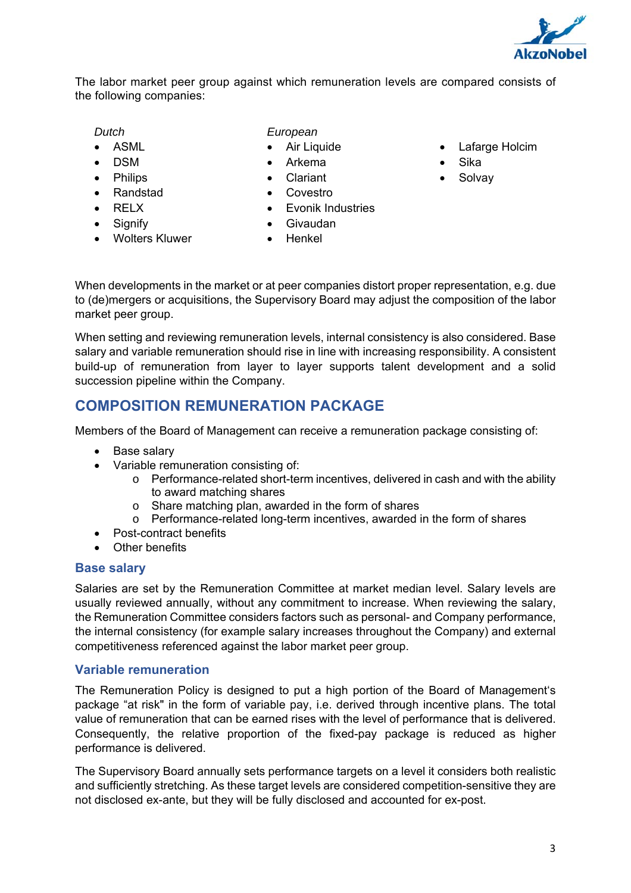The labor market peer group against which remuneration levels are compared consists of the following companies:

*Dutch*

- ASML
- DSM
- Philips
- Randstad
- RELX
- Signify
- Wolters Kluwer

*European*

- Air Liquide
- Arkema
- Clariant
- Covestro
- Evonik Industries
- Givaudan
- Henkel
- Lafarge Holcim
- Sika
- Solvay

When developments in the market or at peer companies distort proper representation, e.g. due to (de)mergers or acquisitions, the Supervisory Board may adjust the composition of the labor market peer group.

When setting and reviewing remuneration levels, internal consistency is also considered. Base salary and variable remuneration should rise in line with increasing responsibility. A consistent build-up of remuneration from layer to layer supports talent development and a solid succession pipeline within the Company.

## COMPOSITION REMUNERATION PACKAGE

Members of the Board of Management can receive a remuneration package consisting of:

- Base salary
- Variable remuneration consisting of:
  - Performance-related short-term incentives, delivered in cash and with the ability to award matching shares
  - Share matching plan, awarded in the form of shares
  - Performance-related long-term incentives, awarded in the form of shares
- Post-contract benefits
- Other benefits

### Base salary

Salaries are set by the Remuneration Committee at market median level. Salary levels are usually reviewed annually, without any commitment to increase. When reviewing the salary, the Remuneration Committee considers factors such as personal- and Company performance, the internal consistency (for example salary increases throughout the Company) and external competitiveness referenced against the labor market peer group.

### Variable remuneration

The Remuneration Policy is designed to put a high portion of the Board of Management's package "at risk" in the form of variable pay, i.e. derived through incentive plans. The total value of remuneration that can be earned rises with the level of performance that is delivered. Consequently, the relative proportion of the fixed-pay package is reduced as higher performance is delivered.

The Supervisory Board annually sets performance targets on a level it considers both realistic and sufficiently stretching. As these target levels are considered competition-sensitive they are not disclosed ex-ante, but they will be fully disclosed and accounted for ex-post.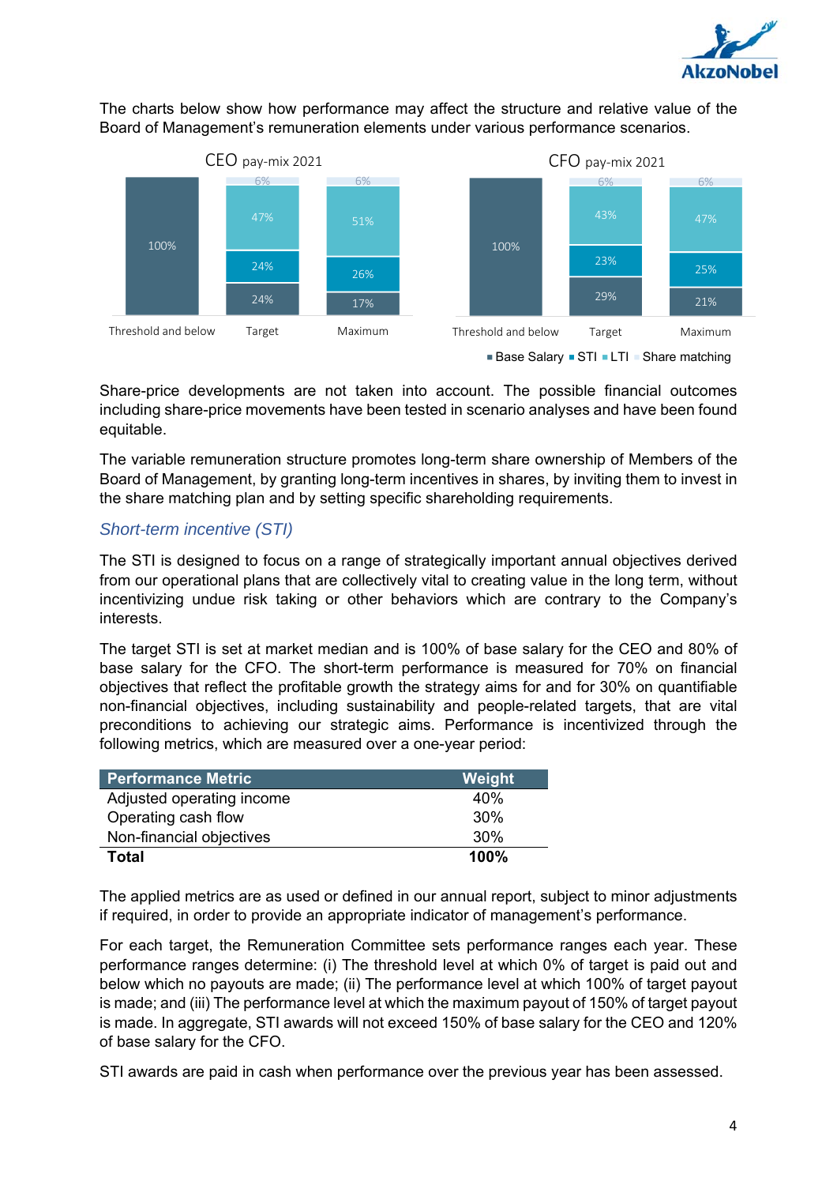The charts below show how performance may affect the structure and relative value of the Board of Management's remuneration elements under various performance scenarios.

CEO pay-mix 2021

| | Threshold and below | Target | Maximum |
|---|---|---|---|
| Base Salary | 100% | 24% | 17% |
| STI | | 24% | 26% |
| LTI | | 47% | 51% |
| Share matching | | 6% | 6% |

CFO pay-mix 2021

| | Threshold and below | Target | Maximum |
|---|---|---|---|
| Base Salary | 100% | 29% | 21% |
| STI | | 23% | 25% |
| LTI | | 43% | 47% |
| Share matching | | 6% | 6% |

Share-price developments are not taken into account. The possible financial outcomes including share-price movements have been tested in scenario analyses and have been found equitable.

The variable remuneration structure promotes long-term share ownership of Members of the Board of Management, by granting long-term incentives in shares, by inviting them to invest in the share matching plan and by setting specific shareholding requirements.

### *Short-term incentive (STI)*

The STI is designed to focus on a range of strategically important annual objectives derived from our operational plans that are collectively vital to creating value in the long term, without incentivizing undue risk taking or other behaviors which are contrary to the Company's interests.

The target STI is set at market median and is 100% of base salary for the CEO and 80% of base salary for the CFO. The short-term performance is measured for 70% on financial objectives that reflect the profitable growth the strategy aims for and for 30% on quantifiable non-financial objectives, including sustainability and people-related targets, that are vital preconditions to achieving our strategic aims. Performance is incentivized through the following metrics, which are measured over a one-year period:

| Performance Metric | Weight |
|---|---|
| Adjusted operating income | 40% |
| Operating cash flow | 30% |
| Non-financial objectives | 30% |
| **Total** | **100%** |

The applied metrics are as used or defined in our annual report, subject to minor adjustments if required, in order to provide an appropriate indicator of management's performance.

For each target, the Remuneration Committee sets performance ranges each year. These performance ranges determine: (i) The threshold level at which 0% of target is paid out and below which no payouts are made; (ii) The performance level at which 100% of target payout is made; and (iii) The performance level at which the maximum payout of 150% of target payout is made. In aggregate, STI awards will not exceed 150% of base salary for the CEO and 120% of base salary for the CFO.

STI awards are paid in cash when performance over the previous year has been assessed.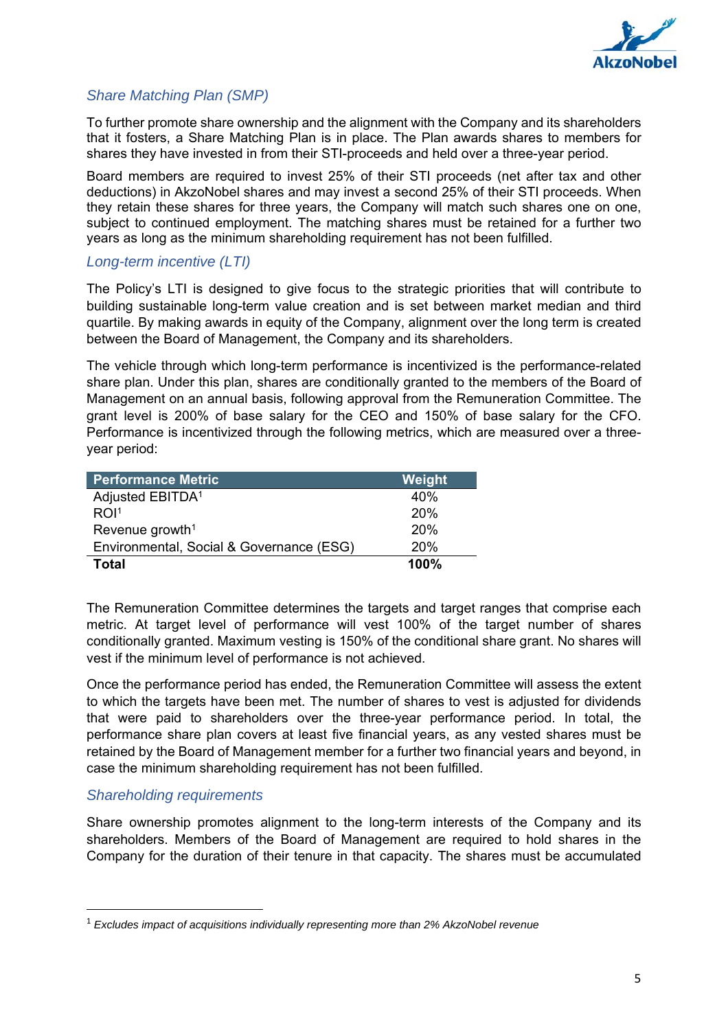### *Share Matching Plan (SMP)*

To further promote share ownership and the alignment with the Company and its shareholders that it fosters, a Share Matching Plan is in place. The Plan awards shares to members for shares they have invested in from their STI-proceeds and held over a three-year period.

Board members are required to invest 25% of their STI proceeds (net after tax and other deductions) in AkzoNobel shares and may invest a second 25% of their STI proceeds. When they retain these shares for three years, the Company will match such shares one on one, subject to continued employment. The matching shares must be retained for a further two years as long as the minimum shareholding requirement has not been fulfilled.

### *Long-term incentive (LTI)*

The Policy's LTI is designed to give focus to the strategic priorities that will contribute to building sustainable long-term value creation and is set between market median and third quartile. By making awards in equity of the Company, alignment over the long term is created between the Board of Management, the Company and its shareholders.

The vehicle through which long-term performance is incentivized is the performance-related share plan. Under this plan, shares are conditionally granted to the members of the Board of Management on an annual basis, following approval from the Remuneration Committee. The grant level is 200% of base salary for the CEO and 150% of base salary for the CFO. Performance is incentivized through the following metrics, which are measured over a three-year period:

| Performance Metric | Weight |
|---|---|
| Adjusted EBITDA[1] | 40% |
| ROI[1] | 20% |
| Revenue growth[1] | 20% |
| Environmental, Social & Governance (ESG) | 20% |
| **Total** | **100%** |

The Remuneration Committee determines the targets and target ranges that comprise each metric. At target level of performance will vest 100% of the target number of shares conditionally granted. Maximum vesting is 150% of the conditional share grant. No shares will vest if the minimum level of performance is not achieved.

Once the performance period has ended, the Remuneration Committee will assess the extent to which the targets have been met. The number of shares to vest is adjusted for dividends that were paid to shareholders over the three-year performance period. In total, the performance share plan covers at least five financial years, as any vested shares must be retained by the Board of Management member for a further two financial years and beyond, in case the minimum shareholding requirement has not been fulfilled.

### *Shareholding requirements*

Share ownership promotes alignment to the long-term interests of the Company and its shareholders. Members of the Board of Management are required to hold shares in the Company for the duration of their tenure in that capacity. The shares must be accumulated

---

[1] *Excludes impact of acquisitions individually representing more than 2% AkzoNobel revenue*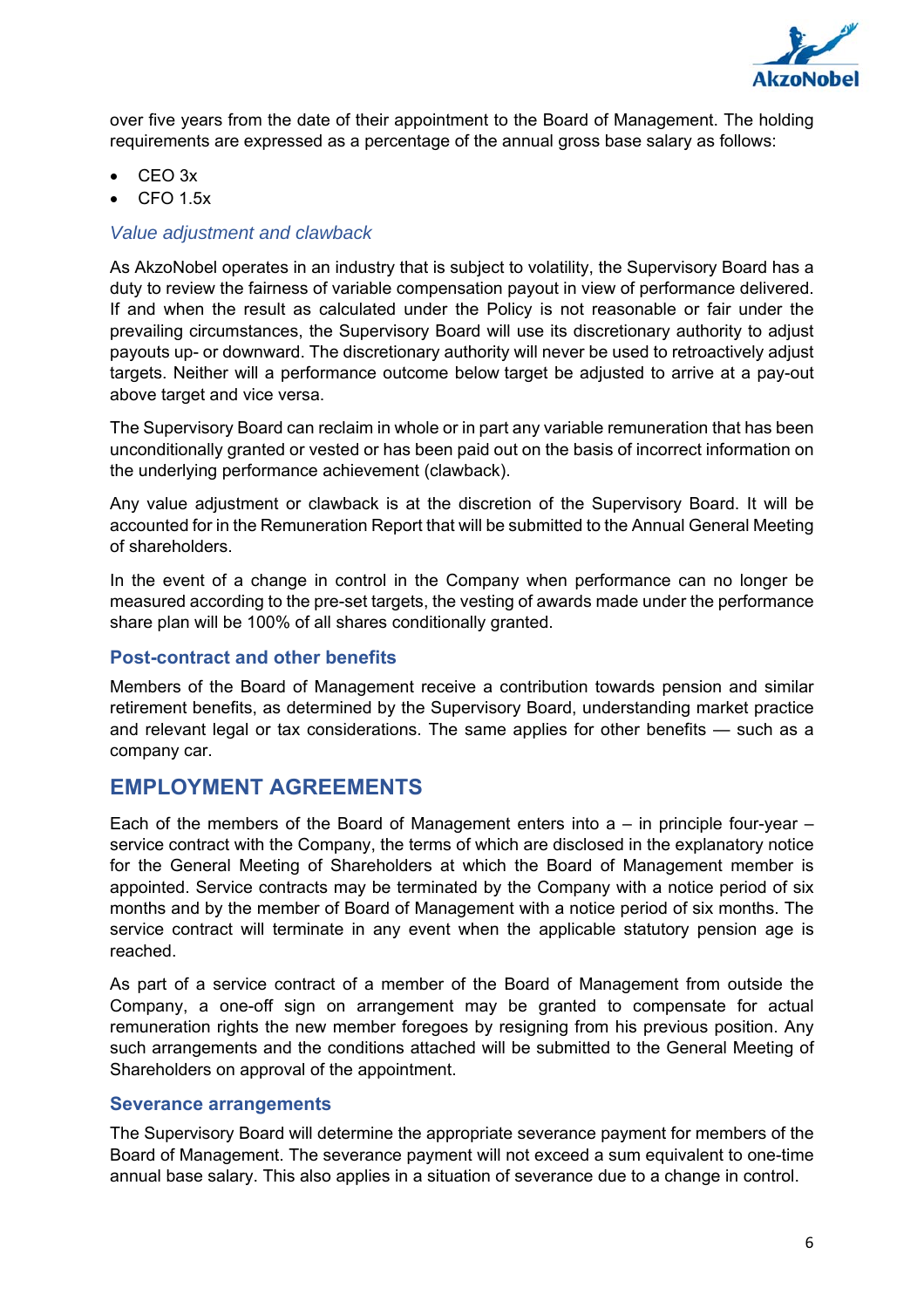over five years from the date of their appointment to the Board of Management. The holding requirements are expressed as a percentage of the annual gross base salary as follows:

- CEO 3x
- CFO 1.5x

### *Value adjustment and clawback*

As AkzoNobel operates in an industry that is subject to volatility, the Supervisory Board has a duty to review the fairness of variable compensation payout in view of performance delivered. If and when the result as calculated under the Policy is not reasonable or fair under the prevailing circumstances, the Supervisory Board will use its discretionary authority to adjust payouts up- or downward. The discretionary authority will never be used to retroactively adjust targets. Neither will a performance outcome below target be adjusted to arrive at a pay-out above target and vice versa.

The Supervisory Board can reclaim in whole or in part any variable remuneration that has been unconditionally granted or vested or has been paid out on the basis of incorrect information on the underlying performance achievement (clawback).

Any value adjustment or clawback is at the discretion of the Supervisory Board. It will be accounted for in the Remuneration Report that will be submitted to the Annual General Meeting of shareholders.

In the event of a change in control in the Company when performance can no longer be measured according to the pre-set targets, the vesting of awards made under the performance share plan will be 100% of all shares conditionally granted.

### Post-contract and other benefits

Members of the Board of Management receive a contribution towards pension and similar retirement benefits, as determined by the Supervisory Board, understanding market practice and relevant legal or tax considerations. The same applies for other benefits — such as a company car.

## EMPLOYMENT AGREEMENTS

Each of the members of the Board of Management enters into a – in principle four-year – service contract with the Company, the terms of which are disclosed in the explanatory notice for the General Meeting of Shareholders at which the Board of Management member is appointed. Service contracts may be terminated by the Company with a notice period of six months and by the member of Board of Management with a notice period of six months. The service contract will terminate in any event when the applicable statutory pension age is reached.

As part of a service contract of a member of the Board of Management from outside the Company, a one-off sign on arrangement may be granted to compensate for actual remuneration rights the new member foregoes by resigning from his previous position. Any such arrangements and the conditions attached will be submitted to the General Meeting of Shareholders on approval of the appointment.

### Severance arrangements

The Supervisory Board will determine the appropriate severance payment for members of the Board of Management. The severance payment will not exceed a sum equivalent to one-time annual base salary. This also applies in a situation of severance due to a change in control.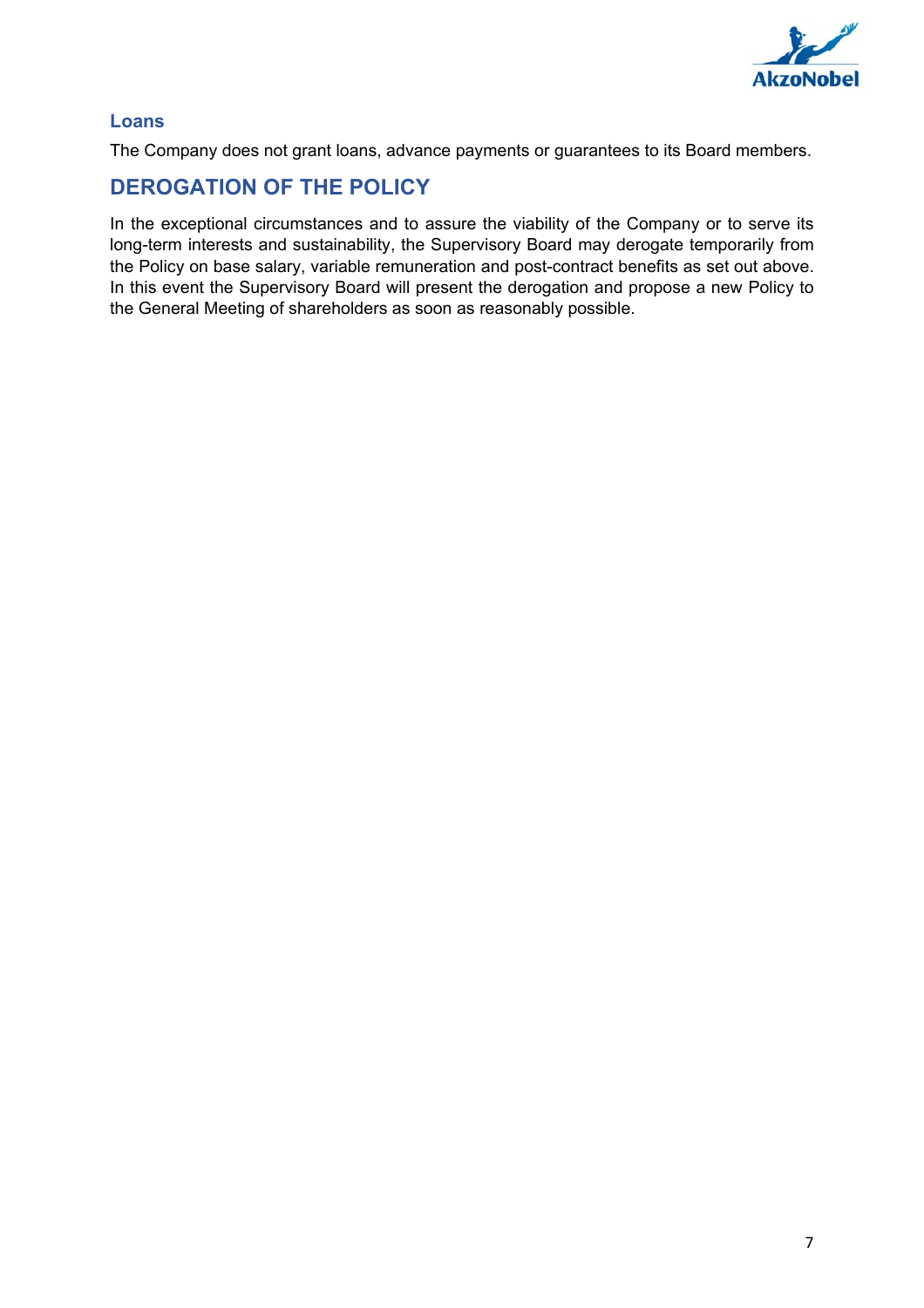### Loans

The Company does not grant loans, advance payments or guarantees to its Board members.

## DEROGATION OF THE POLICY

In the exceptional circumstances and to assure the viability of the Company or to serve its long-term interests and sustainability, the Supervisory Board may derogate temporarily from the Policy on base salary, variable remuneration and post-contract benefits as set out above. In this event the Supervisory Board will present the derogation and propose a new Policy to the General Meeting of shareholders as soon as reasonably possible.